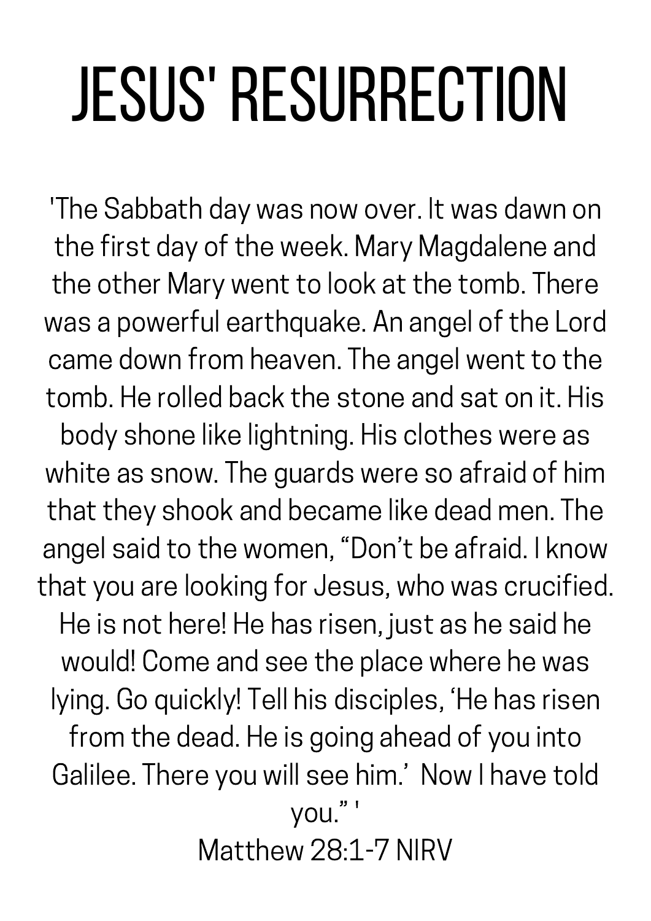# JESUS' RESURRECTION

'The Sabbath day was now over. It was dawn on the first day of the week. Mary Magdalene and the other Mary went to look at the tomb. There was a powerful earthquake. An angel of the Lord came down from heaven. The angel went to the tomb. He rolled back the stone and sat on it. His body shone like lightning. His clothes were as white as snow. The guards were so afraid of him that they shook and became like dead men. The angel said to the women, "Don't be afraid. I know that you are looking for Jesus, who was crucified. He is not here! He has risen, just as he said he would! Come and see the place where he was lying. Go quickly! Tell his disciples, 'He has risen from the dead. He is going ahead of you into Galilee. There you will see him.' Now I have told you." '

Matthew 28:1-7 NIRV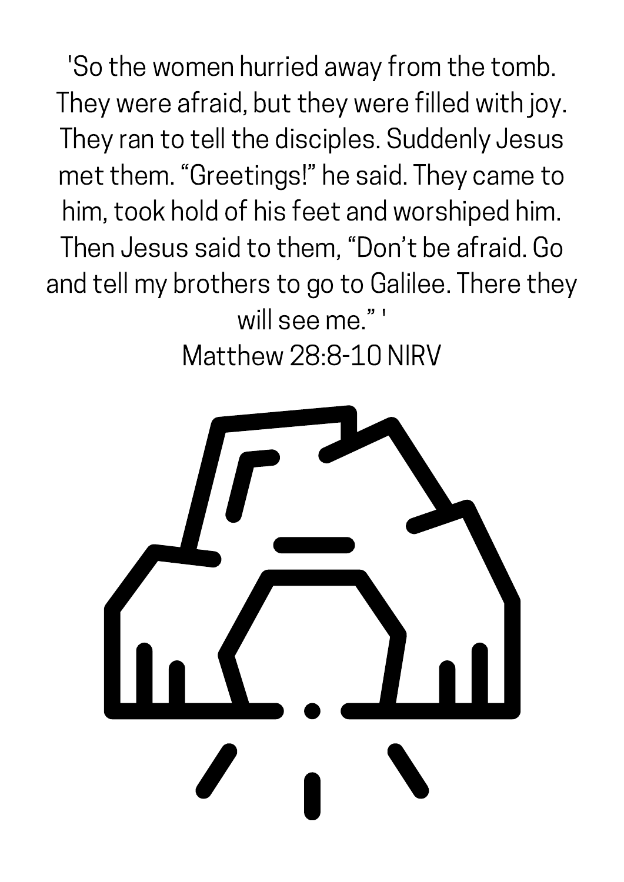'So the women hurried away from the tomb. They were afraid, but they were filled with joy. They ran to tell the disciples. Suddenly Jesus met them. "Greetings!" he said. They came to him, took hold of his feet and worshiped him. Then Jesus said to them, "Don't be afraid. Go and tell my brothers to go to Galilee. There they will see me." '

Matthew 28:8-10 NIRV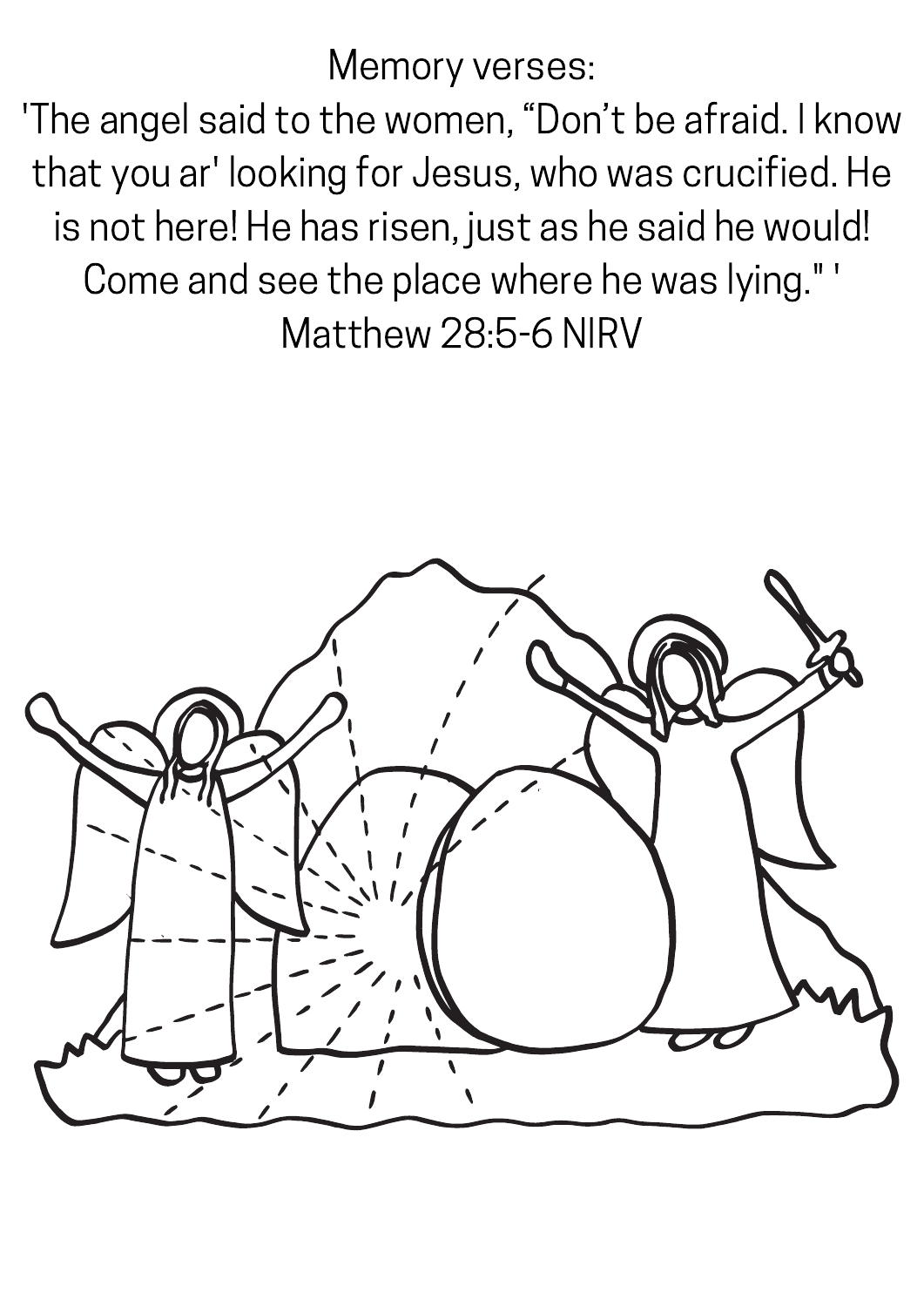Memory verses:

'The angel said to the women, “Don’t be afraid. I know that you ar' looking for Jesus, who was crucified. He is not here! He has risen, just as he said he would! Come and see the place where he was lying." '

Matthew 28:5-6 NIRV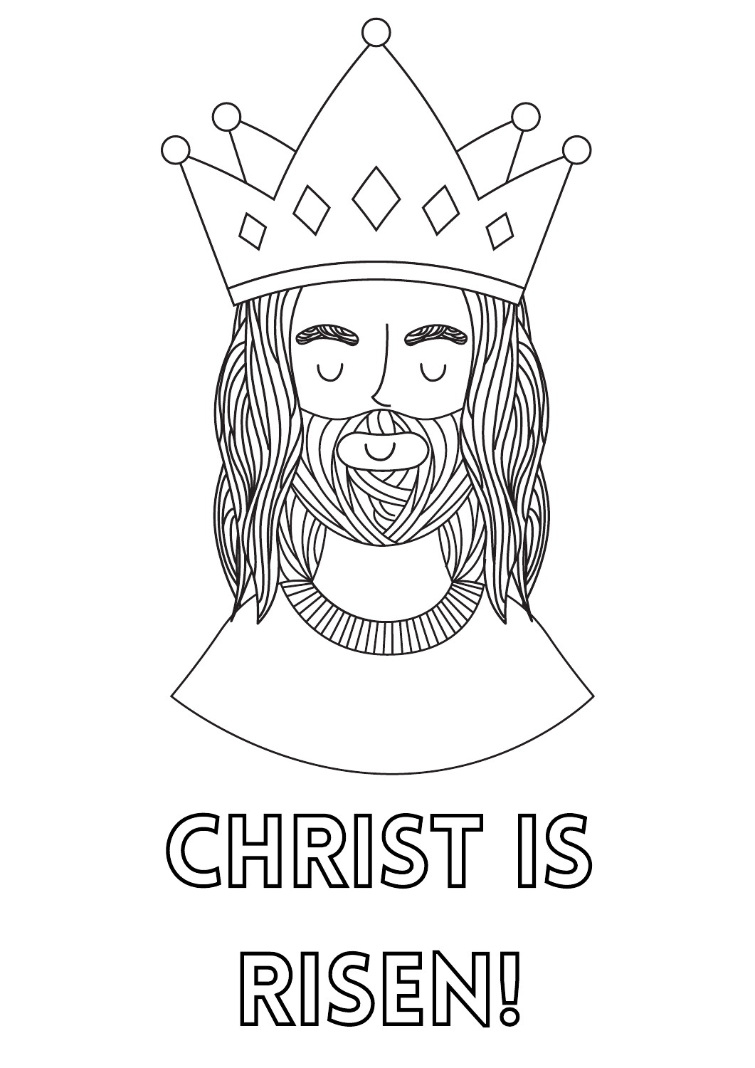CHRIST IS RISEN!